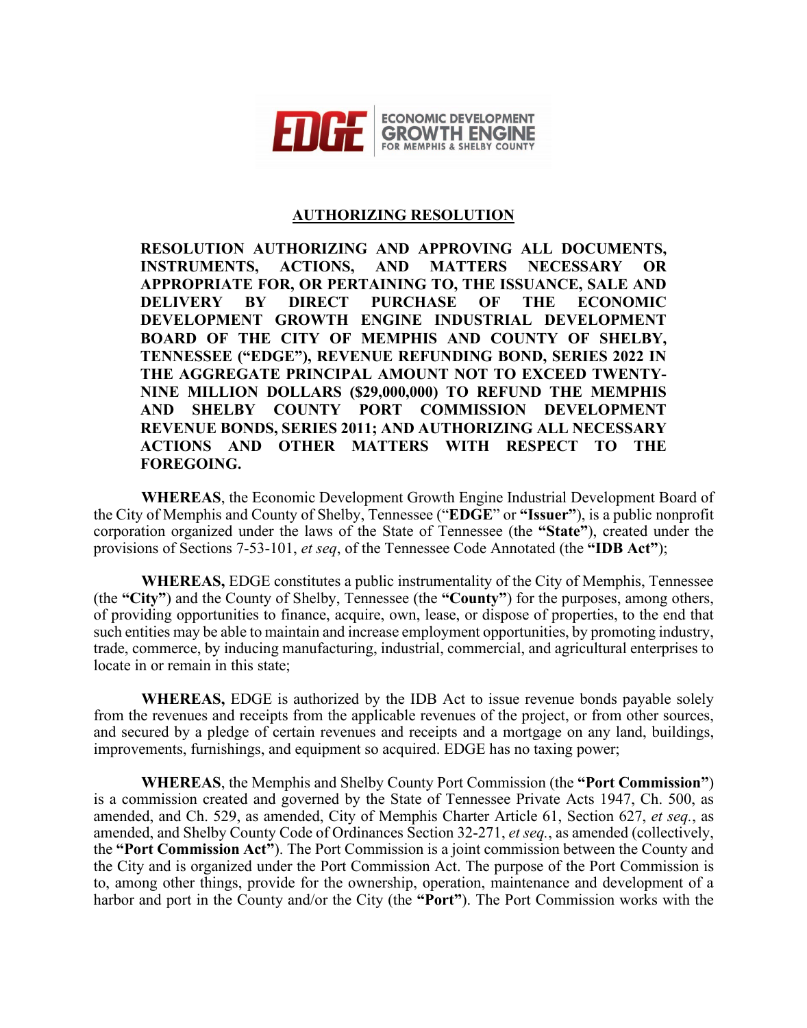EDGE ECONOMIC DEVELOPMENT GROWTH ENGINE FOR MEMPHIS & SHELBY COUNTY

# AUTHORIZING RESOLUTION

**RESOLUTION AUTHORIZING AND APPROVING ALL DOCUMENTS, INSTRUMENTS, ACTIONS, AND MATTERS NECESSARY OR APPROPRIATE FOR, OR PERTAINING TO, THE ISSUANCE, SALE AND DELIVERY BY DIRECT PURCHASE OF THE ECONOMIC DEVELOPMENT GROWTH ENGINE INDUSTRIAL DEVELOPMENT BOARD OF THE CITY OF MEMPHIS AND COUNTY OF SHELBY, TENNESSEE ("EDGE"), REVENUE REFUNDING BOND, SERIES 2022 IN THE AGGREGATE PRINCIPAL AMOUNT NOT TO EXCEED TWENTY-NINE MILLION DOLLARS ($29,000,000) TO REFUND THE MEMPHIS AND SHELBY COUNTY PORT COMMISSION DEVELOPMENT REVENUE BONDS, SERIES 2011; AND AUTHORIZING ALL NECESSARY ACTIONS AND OTHER MATTERS WITH RESPECT TO THE FOREGOING.**

**WHEREAS**, the Economic Development Growth Engine Industrial Development Board of the City of Memphis and County of Shelby, Tennessee ("**EDGE**" or **"Issuer"**), is a public nonprofit corporation organized under the laws of the State of Tennessee (the **"State"**), created under the provisions of Sections 7-53-101, *et seq*, of the Tennessee Code Annotated (the **"IDB Act"**);

**WHEREAS,** EDGE constitutes a public instrumentality of the City of Memphis, Tennessee (the **"City"**) and the County of Shelby, Tennessee (the **"County"**) for the purposes, among others, of providing opportunities to finance, acquire, own, lease, or dispose of properties, to the end that such entities may be able to maintain and increase employment opportunities, by promoting industry, trade, commerce, by inducing manufacturing, industrial, commercial, and agricultural enterprises to locate in or remain in this state;

**WHEREAS,** EDGE is authorized by the IDB Act to issue revenue bonds payable solely from the revenues and receipts from the applicable revenues of the project, or from other sources, and secured by a pledge of certain revenues and receipts and a mortgage on any land, buildings, improvements, furnishings, and equipment so acquired. EDGE has no taxing power;

**WHEREAS**, the Memphis and Shelby County Port Commission (the **"Port Commission"**) is a commission created and governed by the State of Tennessee Private Acts 1947, Ch. 500, as amended, and Ch. 529, as amended, City of Memphis Charter Article 61, Section 627, *et seq.*, as amended, and Shelby County Code of Ordinances Section 32-271, *et seq.*, as amended (collectively, the **"Port Commission Act"**). The Port Commission is a joint commission between the County and the City and is organized under the Port Commission Act. The purpose of the Port Commission is to, among other things, provide for the ownership, operation, maintenance and development of a harbor and port in the County and/or the City (the **"Port"**). The Port Commission works with the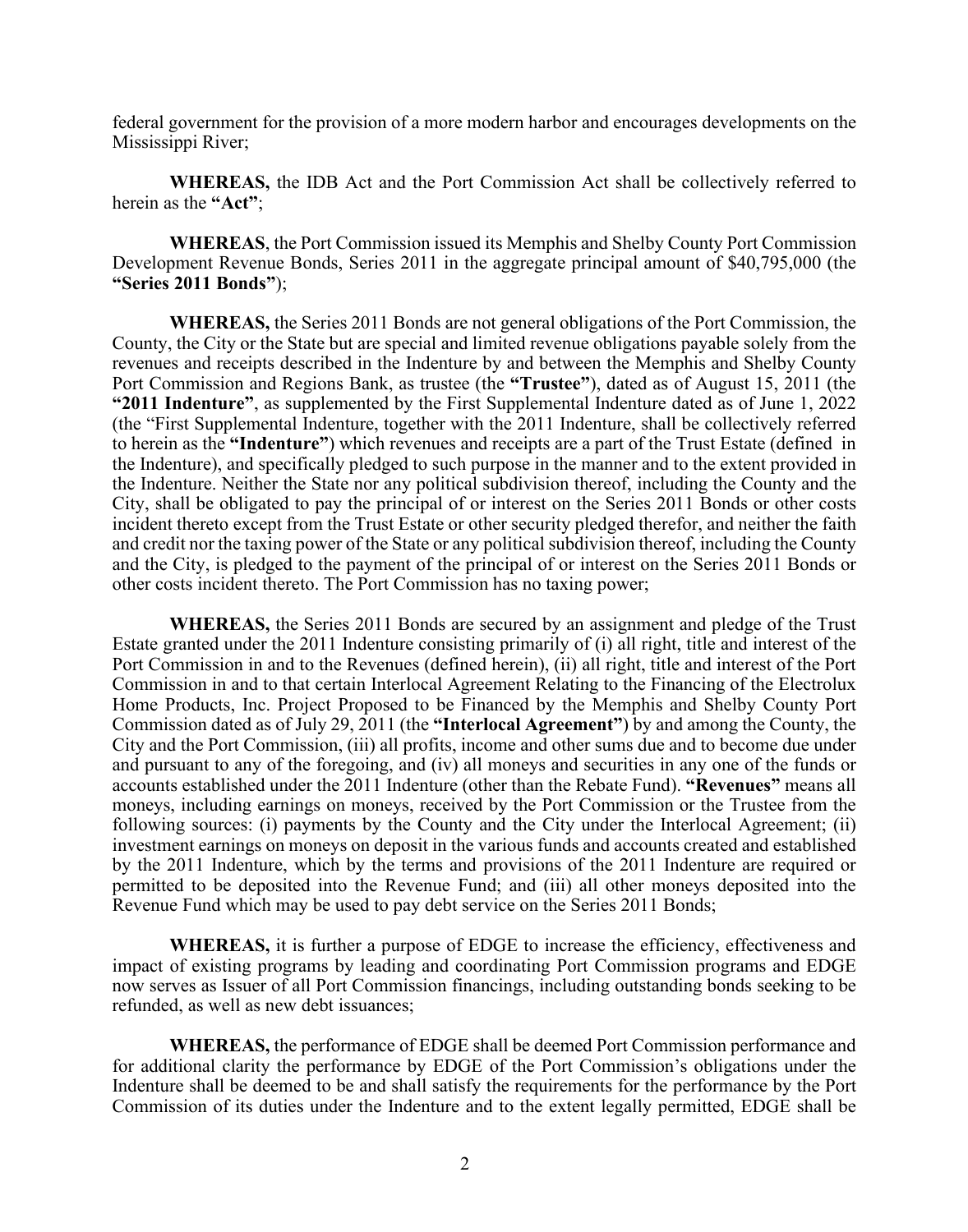federal government for the provision of a more modern harbor and encourages developments on the Mississippi River;

**WHEREAS,** the IDB Act and the Port Commission Act shall be collectively referred to herein as the **"Act"**;

**WHEREAS**, the Port Commission issued its Memphis and Shelby County Port Commission Development Revenue Bonds, Series 2011 in the aggregate principal amount of $40,795,000 (the **"Series 2011 Bonds"**);

**WHEREAS,** the Series 2011 Bonds are not general obligations of the Port Commission, the County, the City or the State but are special and limited revenue obligations payable solely from the revenues and receipts described in the Indenture by and between the Memphis and Shelby County Port Commission and Regions Bank, as trustee (the **"Trustee"**), dated as of August 15, 2011 (the **"2011 Indenture"**, as supplemented by the First Supplemental Indenture dated as of June 1, 2022 (the "First Supplemental Indenture, together with the 2011 Indenture, shall be collectively referred to herein as the **"Indenture"**) which revenues and receipts are a part of the Trust Estate (defined in the Indenture), and specifically pledged to such purpose in the manner and to the extent provided in the Indenture. Neither the State nor any political subdivision thereof, including the County and the City, shall be obligated to pay the principal of or interest on the Series 2011 Bonds or other costs incident thereto except from the Trust Estate or other security pledged therefor, and neither the faith and credit nor the taxing power of the State or any political subdivision thereof, including the County and the City, is pledged to the payment of the principal of or interest on the Series 2011 Bonds or other costs incident thereto. The Port Commission has no taxing power;

**WHEREAS,** the Series 2011 Bonds are secured by an assignment and pledge of the Trust Estate granted under the 2011 Indenture consisting primarily of (i) all right, title and interest of the Port Commission in and to the Revenues (defined herein), (ii) all right, title and interest of the Port Commission in and to that certain Interlocal Agreement Relating to the Financing of the Electrolux Home Products, Inc. Project Proposed to be Financed by the Memphis and Shelby County Port Commission dated as of July 29, 2011 (the **"Interlocal Agreement"**) by and among the County, the City and the Port Commission, (iii) all profits, income and other sums due and to become due under and pursuant to any of the foregoing, and (iv) all moneys and securities in any one of the funds or accounts established under the 2011 Indenture (other than the Rebate Fund). **"Revenues"** means all moneys, including earnings on moneys, received by the Port Commission or the Trustee from the following sources: (i) payments by the County and the City under the Interlocal Agreement; (ii) investment earnings on moneys on deposit in the various funds and accounts created and established by the 2011 Indenture, which by the terms and provisions of the 2011 Indenture are required or permitted to be deposited into the Revenue Fund; and (iii) all other moneys deposited into the Revenue Fund which may be used to pay debt service on the Series 2011 Bonds;

**WHEREAS,** it is further a purpose of EDGE to increase the efficiency, effectiveness and impact of existing programs by leading and coordinating Port Commission programs and EDGE now serves as Issuer of all Port Commission financings, including outstanding bonds seeking to be refunded, as well as new debt issuances;

**WHEREAS,** the performance of EDGE shall be deemed Port Commission performance and for additional clarity the performance by EDGE of the Port Commission's obligations under the Indenture shall be deemed to be and shall satisfy the requirements for the performance by the Port Commission of its duties under the Indenture and to the extent legally permitted, EDGE shall be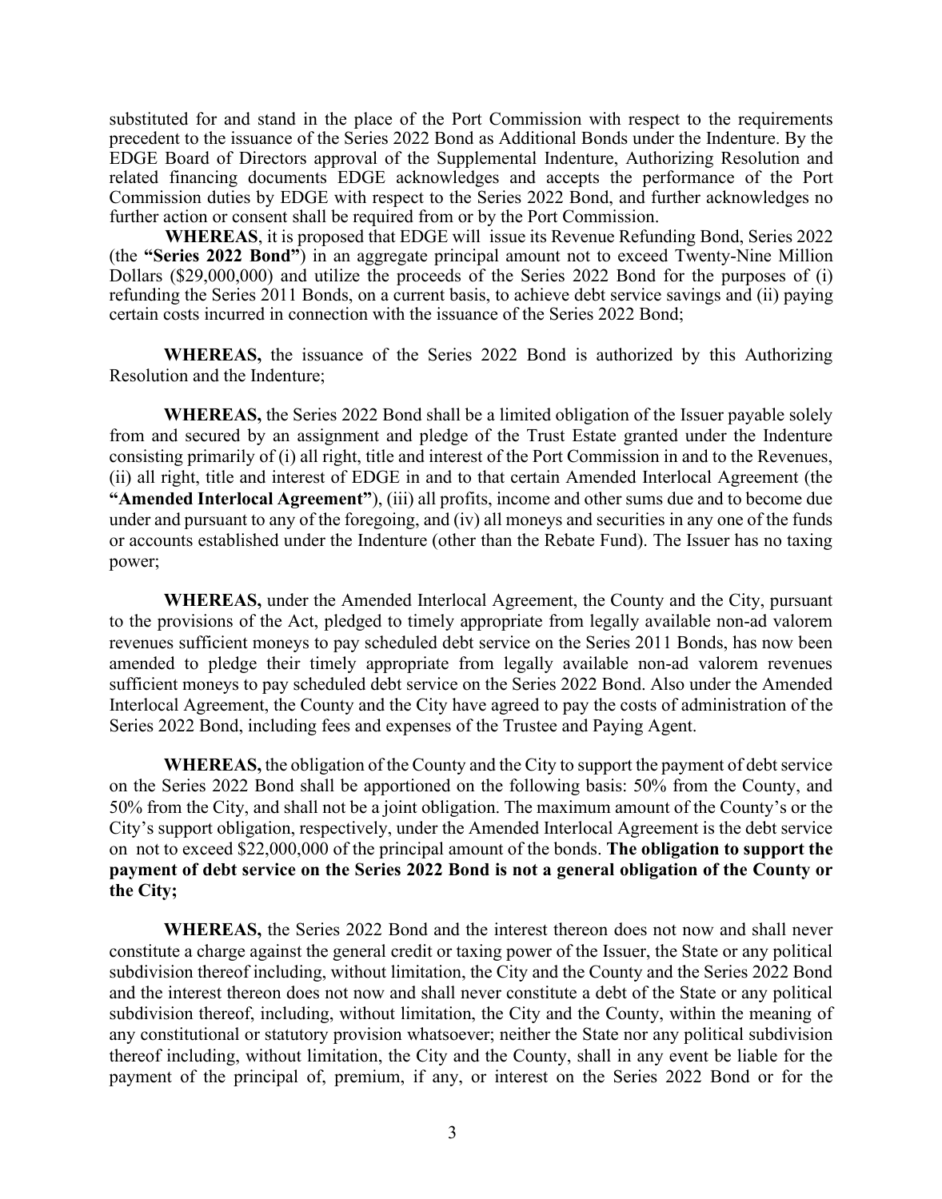substituted for and stand in the place of the Port Commission with respect to the requirements precedent to the issuance of the Series 2022 Bond as Additional Bonds under the Indenture. By the EDGE Board of Directors approval of the Supplemental Indenture, Authorizing Resolution and related financing documents EDGE acknowledges and accepts the performance of the Port Commission duties by EDGE with respect to the Series 2022 Bond, and further acknowledges no further action or consent shall be required from or by the Port Commission.

**WHEREAS**, it is proposed that EDGE will issue its Revenue Refunding Bond, Series 2022 (the **"Series 2022 Bond"**) in an aggregate principal amount not to exceed Twenty-Nine Million Dollars ($29,000,000) and utilize the proceeds of the Series 2022 Bond for the purposes of (i) refunding the Series 2011 Bonds, on a current basis, to achieve debt service savings and (ii) paying certain costs incurred in connection with the issuance of the Series 2022 Bond;

**WHEREAS,** the issuance of the Series 2022 Bond is authorized by this Authorizing Resolution and the Indenture;

**WHEREAS,** the Series 2022 Bond shall be a limited obligation of the Issuer payable solely from and secured by an assignment and pledge of the Trust Estate granted under the Indenture consisting primarily of (i) all right, title and interest of the Port Commission in and to the Revenues, (ii) all right, title and interest of EDGE in and to that certain Amended Interlocal Agreement (the **"Amended Interlocal Agreement"**), (iii) all profits, income and other sums due and to become due under and pursuant to any of the foregoing, and (iv) all moneys and securities in any one of the funds or accounts established under the Indenture (other than the Rebate Fund). The Issuer has no taxing power;

**WHEREAS,** under the Amended Interlocal Agreement, the County and the City, pursuant to the provisions of the Act, pledged to timely appropriate from legally available non-ad valorem revenues sufficient moneys to pay scheduled debt service on the Series 2011 Bonds, has now been amended to pledge their timely appropriate from legally available non-ad valorem revenues sufficient moneys to pay scheduled debt service on the Series 2022 Bond. Also under the Amended Interlocal Agreement, the County and the City have agreed to pay the costs of administration of the Series 2022 Bond, including fees and expenses of the Trustee and Paying Agent.

**WHEREAS,** the obligation of the County and the City to support the payment of debt service on the Series 2022 Bond shall be apportioned on the following basis: 50% from the County, and 50% from the City, and shall not be a joint obligation. The maximum amount of the County's or the City's support obligation, respectively, under the Amended Interlocal Agreement is the debt service on not to exceed $22,000,000 of the principal amount of the bonds. **The obligation to support the payment of debt service on the Series 2022 Bond is not a general obligation of the County or the City;**

**WHEREAS,** the Series 2022 Bond and the interest thereon does not now and shall never constitute a charge against the general credit or taxing power of the Issuer, the State or any political subdivision thereof including, without limitation, the City and the County and the Series 2022 Bond and the interest thereon does not now and shall never constitute a debt of the State or any political subdivision thereof, including, without limitation, the City and the County, within the meaning of any constitutional or statutory provision whatsoever; neither the State nor any political subdivision thereof including, without limitation, the City and the County, shall in any event be liable for the payment of the principal of, premium, if any, or interest on the Series 2022 Bond or for the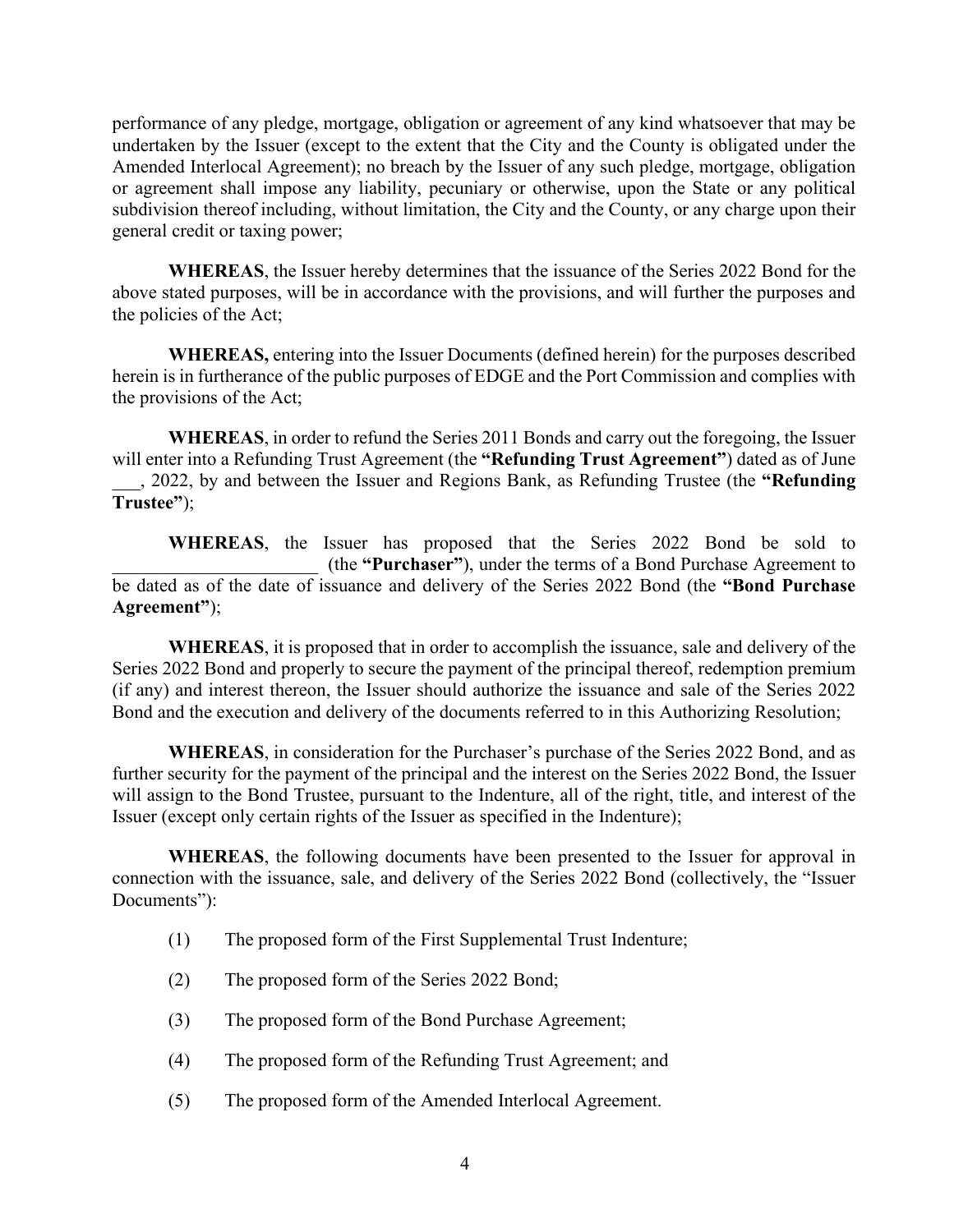performance of any pledge, mortgage, obligation or agreement of any kind whatsoever that may be undertaken by the Issuer (except to the extent that the City and the County is obligated under the Amended Interlocal Agreement); no breach by the Issuer of any such pledge, mortgage, obligation or agreement shall impose any liability, pecuniary or otherwise, upon the State or any political subdivision thereof including, without limitation, the City and the County, or any charge upon their general credit or taxing power;

**WHEREAS**, the Issuer hereby determines that the issuance of the Series 2022 Bond for the above stated purposes, will be in accordance with the provisions, and will further the purposes and the policies of the Act;

**WHEREAS,** entering into the Issuer Documents (defined herein) for the purposes described herein is in furtherance of the public purposes of EDGE and the Port Commission and complies with the provisions of the Act;

**WHEREAS**, in order to refund the Series 2011 Bonds and carry out the foregoing, the Issuer will enter into a Refunding Trust Agreement (the **"Refunding Trust Agreement"**) dated as of June ___, 2022, by and between the Issuer and Regions Bank, as Refunding Trustee (the **"Refunding Trustee"**);

**WHEREAS**, the Issuer has proposed that the Series 2022 Bond be sold to ______________________ (the **"Purchaser"**), under the terms of a Bond Purchase Agreement to be dated as of the date of issuance and delivery of the Series 2022 Bond (the **"Bond Purchase Agreement"**);

**WHEREAS**, it is proposed that in order to accomplish the issuance, sale and delivery of the Series 2022 Bond and properly to secure the payment of the principal thereof, redemption premium (if any) and interest thereon, the Issuer should authorize the issuance and sale of the Series 2022 Bond and the execution and delivery of the documents referred to in this Authorizing Resolution;

**WHEREAS**, in consideration for the Purchaser's purchase of the Series 2022 Bond, and as further security for the payment of the principal and the interest on the Series 2022 Bond, the Issuer will assign to the Bond Trustee, pursuant to the Indenture, all of the right, title, and interest of the Issuer (except only certain rights of the Issuer as specified in the Indenture);

**WHEREAS**, the following documents have been presented to the Issuer for approval in connection with the issuance, sale, and delivery of the Series 2022 Bond (collectively, the "Issuer Documents"):

(1) The proposed form of the First Supplemental Trust Indenture;

(2) The proposed form of the Series 2022 Bond;

(3) The proposed form of the Bond Purchase Agreement;

(4) The proposed form of the Refunding Trust Agreement; and

(5) The proposed form of the Amended Interlocal Agreement.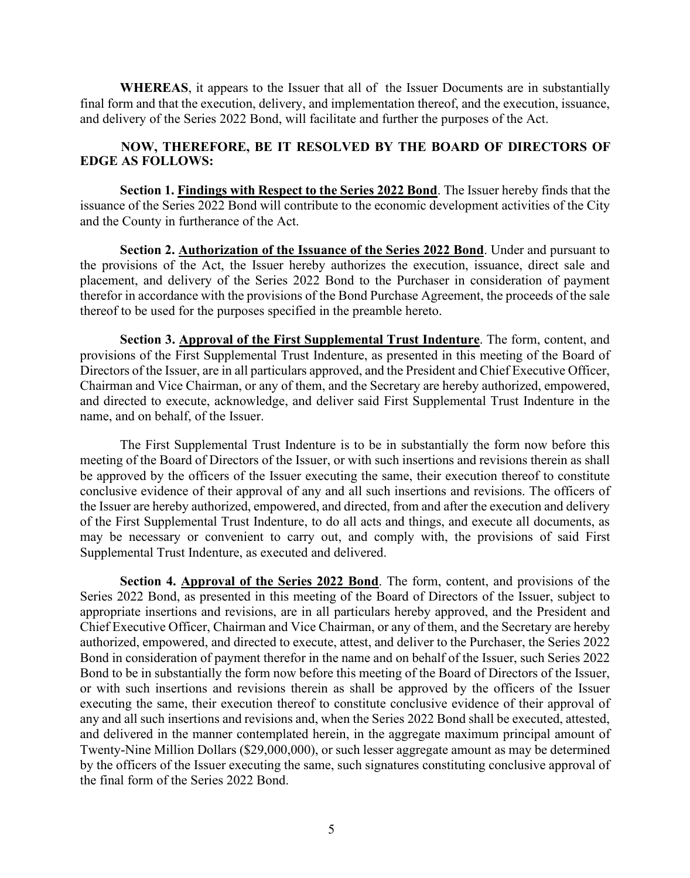**WHEREAS**, it appears to the Issuer that all of the Issuer Documents are in substantially final form and that the execution, delivery, and implementation thereof, and the execution, issuance, and delivery of the Series 2022 Bond, will facilitate and further the purposes of the Act.

**NOW, THEREFORE, BE IT RESOLVED BY THE BOARD OF DIRECTORS OF EDGE AS FOLLOWS:**

**Section 1. <u>Findings with Respect to the Series 2022 Bond</u>**. The Issuer hereby finds that the issuance of the Series 2022 Bond will contribute to the economic development activities of the City and the County in furtherance of the Act.

**Section 2. <u>Authorization of the Issuance of the Series 2022 Bond</u>**. Under and pursuant to the provisions of the Act, the Issuer hereby authorizes the execution, issuance, direct sale and placement, and delivery of the Series 2022 Bond to the Purchaser in consideration of payment therefor in accordance with the provisions of the Bond Purchase Agreement, the proceeds of the sale thereof to be used for the purposes specified in the preamble hereto.

**Section 3. <u>Approval of the First Supplemental Trust Indenture</u>**. The form, content, and provisions of the First Supplemental Trust Indenture, as presented in this meeting of the Board of Directors of the Issuer, are in all particulars approved, and the President and Chief Executive Officer, Chairman and Vice Chairman, or any of them, and the Secretary are hereby authorized, empowered, and directed to execute, acknowledge, and deliver said First Supplemental Trust Indenture in the name, and on behalf, of the Issuer.

The First Supplemental Trust Indenture is to be in substantially the form now before this meeting of the Board of Directors of the Issuer, or with such insertions and revisions therein as shall be approved by the officers of the Issuer executing the same, their execution thereof to constitute conclusive evidence of their approval of any and all such insertions and revisions. The officers of the Issuer are hereby authorized, empowered, and directed, from and after the execution and delivery of the First Supplemental Trust Indenture, to do all acts and things, and execute all documents, as may be necessary or convenient to carry out, and comply with, the provisions of said First Supplemental Trust Indenture, as executed and delivered.

**Section 4. <u>Approval of the Series 2022 Bond</u>**. The form, content, and provisions of the Series 2022 Bond, as presented in this meeting of the Board of Directors of the Issuer, subject to appropriate insertions and revisions, are in all particulars hereby approved, and the President and Chief Executive Officer, Chairman and Vice Chairman, or any of them, and the Secretary are hereby authorized, empowered, and directed to execute, attest, and deliver to the Purchaser, the Series 2022 Bond in consideration of payment therefor in the name and on behalf of the Issuer, such Series 2022 Bond to be in substantially the form now before this meeting of the Board of Directors of the Issuer, or with such insertions and revisions therein as shall be approved by the officers of the Issuer executing the same, their execution thereof to constitute conclusive evidence of their approval of any and all such insertions and revisions and, when the Series 2022 Bond shall be executed, attested, and delivered in the manner contemplated herein, in the aggregate maximum principal amount of Twenty-Nine Million Dollars ($29,000,000), or such lesser aggregate amount as may be determined by the officers of the Issuer executing the same, such signatures constituting conclusive approval of the final form of the Series 2022 Bond.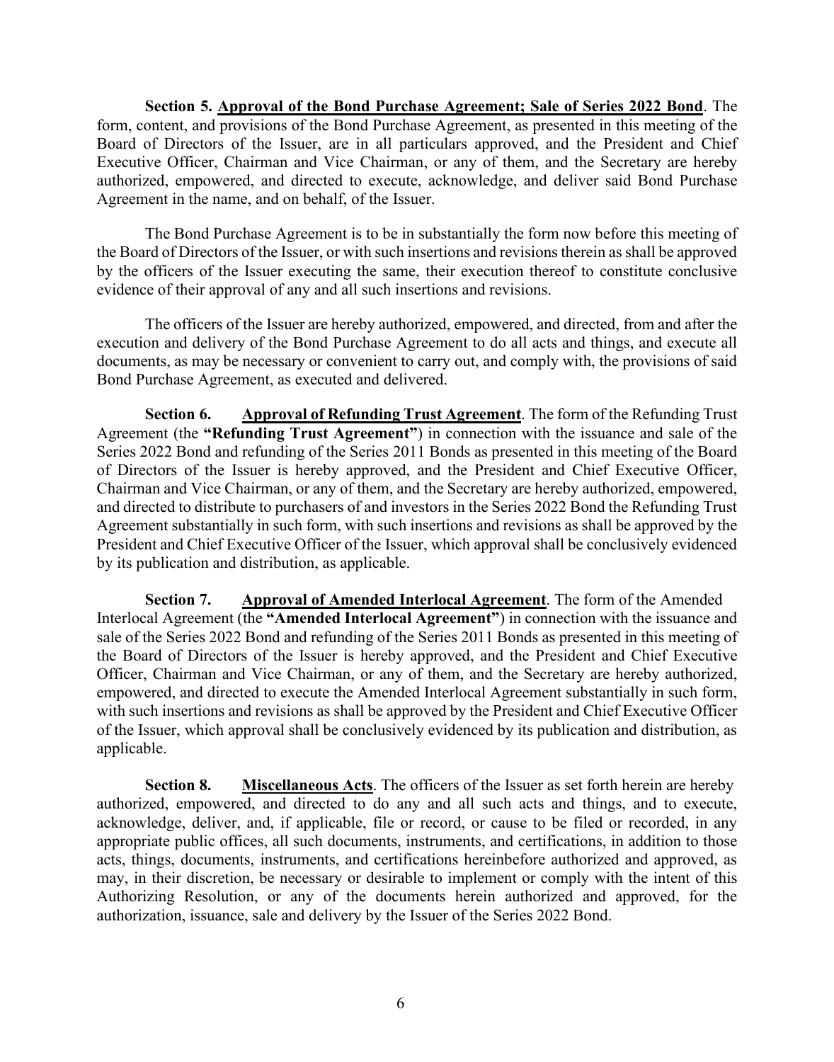**Section 5. <u>Approval of the Bond Purchase Agreement; Sale of Series 2022 Bond</u>**. The form, content, and provisions of the Bond Purchase Agreement, as presented in this meeting of the Board of Directors of the Issuer, are in all particulars approved, and the President and Chief Executive Officer, Chairman and Vice Chairman, or any of them, and the Secretary are hereby authorized, empowered, and directed to execute, acknowledge, and deliver said Bond Purchase Agreement in the name, and on behalf, of the Issuer.

The Bond Purchase Agreement is to be in substantially the form now before this meeting of the Board of Directors of the Issuer, or with such insertions and revisions therein as shall be approved by the officers of the Issuer executing the same, their execution thereof to constitute conclusive evidence of their approval of any and all such insertions and revisions.

The officers of the Issuer are hereby authorized, empowered, and directed, from and after the execution and delivery of the Bond Purchase Agreement to do all acts and things, and execute all documents, as may be necessary or convenient to carry out, and comply with, the provisions of said Bond Purchase Agreement, as executed and delivered.

**Section 6. <u>Approval of Refunding Trust Agreement</u>**. The form of the Refunding Trust Agreement (the **"Refunding Trust Agreement"**) in connection with the issuance and sale of the Series 2022 Bond and refunding of the Series 2011 Bonds as presented in this meeting of the Board of Directors of the Issuer is hereby approved, and the President and Chief Executive Officer, Chairman and Vice Chairman, or any of them, and the Secretary are hereby authorized, empowered, and directed to distribute to purchasers of and investors in the Series 2022 Bond the Refunding Trust Agreement substantially in such form, with such insertions and revisions as shall be approved by the President and Chief Executive Officer of the Issuer, which approval shall be conclusively evidenced by its publication and distribution, as applicable.

**Section 7. <u>Approval of Amended Interlocal Agreement</u>**. The form of the Amended Interlocal Agreement (the **"Amended Interlocal Agreement"**) in connection with the issuance and sale of the Series 2022 Bond and refunding of the Series 2011 Bonds as presented in this meeting of the Board of Directors of the Issuer is hereby approved, and the President and Chief Executive Officer, Chairman and Vice Chairman, or any of them, and the Secretary are hereby authorized, empowered, and directed to execute the Amended Interlocal Agreement substantially in such form, with such insertions and revisions as shall be approved by the President and Chief Executive Officer of the Issuer, which approval shall be conclusively evidenced by its publication and distribution, as applicable.

**Section 8. <u>Miscellaneous Acts</u>**. The officers of the Issuer as set forth herein are hereby authorized, empowered, and directed to do any and all such acts and things, and to execute, acknowledge, deliver, and, if applicable, file or record, or cause to be filed or recorded, in any appropriate public offices, all such documents, instruments, and certifications, in addition to those acts, things, documents, instruments, and certifications hereinbefore authorized and approved, as may, in their discretion, be necessary or desirable to implement or comply with the intent of this Authorizing Resolution, or any of the documents herein authorized and approved, for the authorization, issuance, sale and delivery by the Issuer of the Series 2022 Bond.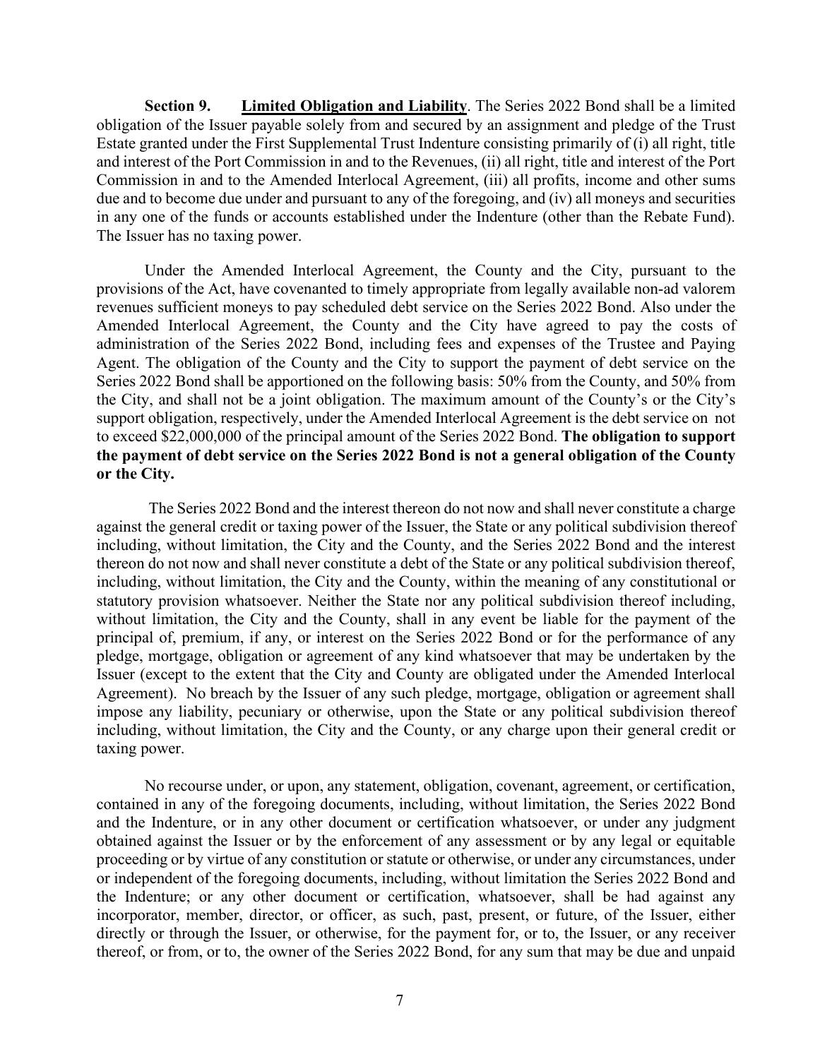**Section 9.** **Limited Obligation and Liability**. The Series 2022 Bond shall be a limited obligation of the Issuer payable solely from and secured by an assignment and pledge of the Trust Estate granted under the First Supplemental Trust Indenture consisting primarily of (i) all right, title and interest of the Port Commission in and to the Revenues, (ii) all right, title and interest of the Port Commission in and to the Amended Interlocal Agreement, (iii) all profits, income and other sums due and to become due under and pursuant to any of the foregoing, and (iv) all moneys and securities in any one of the funds or accounts established under the Indenture (other than the Rebate Fund). The Issuer has no taxing power.

Under the Amended Interlocal Agreement, the County and the City, pursuant to the provisions of the Act, have covenanted to timely appropriate from legally available non-ad valorem revenues sufficient moneys to pay scheduled debt service on the Series 2022 Bond. Also under the Amended Interlocal Agreement, the County and the City have agreed to pay the costs of administration of the Series 2022 Bond, including fees and expenses of the Trustee and Paying Agent. The obligation of the County and the City to support the payment of debt service on the Series 2022 Bond shall be apportioned on the following basis: 50% from the County, and 50% from the City, and shall not be a joint obligation. The maximum amount of the County's or the City's support obligation, respectively, under the Amended Interlocal Agreement is the debt service on not to exceed $22,000,000 of the principal amount of the Series 2022 Bond. **The obligation to support the payment of debt service on the Series 2022 Bond is not a general obligation of the County or the City.**

The Series 2022 Bond and the interest thereon do not now and shall never constitute a charge against the general credit or taxing power of the Issuer, the State or any political subdivision thereof including, without limitation, the City and the County, and the Series 2022 Bond and the interest thereon do not now and shall never constitute a debt of the State or any political subdivision thereof, including, without limitation, the City and the County, within the meaning of any constitutional or statutory provision whatsoever. Neither the State nor any political subdivision thereof including, without limitation, the City and the County, shall in any event be liable for the payment of the principal of, premium, if any, or interest on the Series 2022 Bond or for the performance of any pledge, mortgage, obligation or agreement of any kind whatsoever that may be undertaken by the Issuer (except to the extent that the City and County are obligated under the Amended Interlocal Agreement). No breach by the Issuer of any such pledge, mortgage, obligation or agreement shall impose any liability, pecuniary or otherwise, upon the State or any political subdivision thereof including, without limitation, the City and the County, or any charge upon their general credit or taxing power.

No recourse under, or upon, any statement, obligation, covenant, agreement, or certification, contained in any of the foregoing documents, including, without limitation, the Series 2022 Bond and the Indenture, or in any other document or certification whatsoever, or under any judgment obtained against the Issuer or by the enforcement of any assessment or by any legal or equitable proceeding or by virtue of any constitution or statute or otherwise, or under any circumstances, under or independent of the foregoing documents, including, without limitation the Series 2022 Bond and the Indenture; or any other document or certification, whatsoever, shall be had against any incorporator, member, director, or officer, as such, past, present, or future, of the Issuer, either directly or through the Issuer, or otherwise, for the payment for, or to, the Issuer, or any receiver thereof, or from, or to, the owner of the Series 2022 Bond, for any sum that may be due and unpaid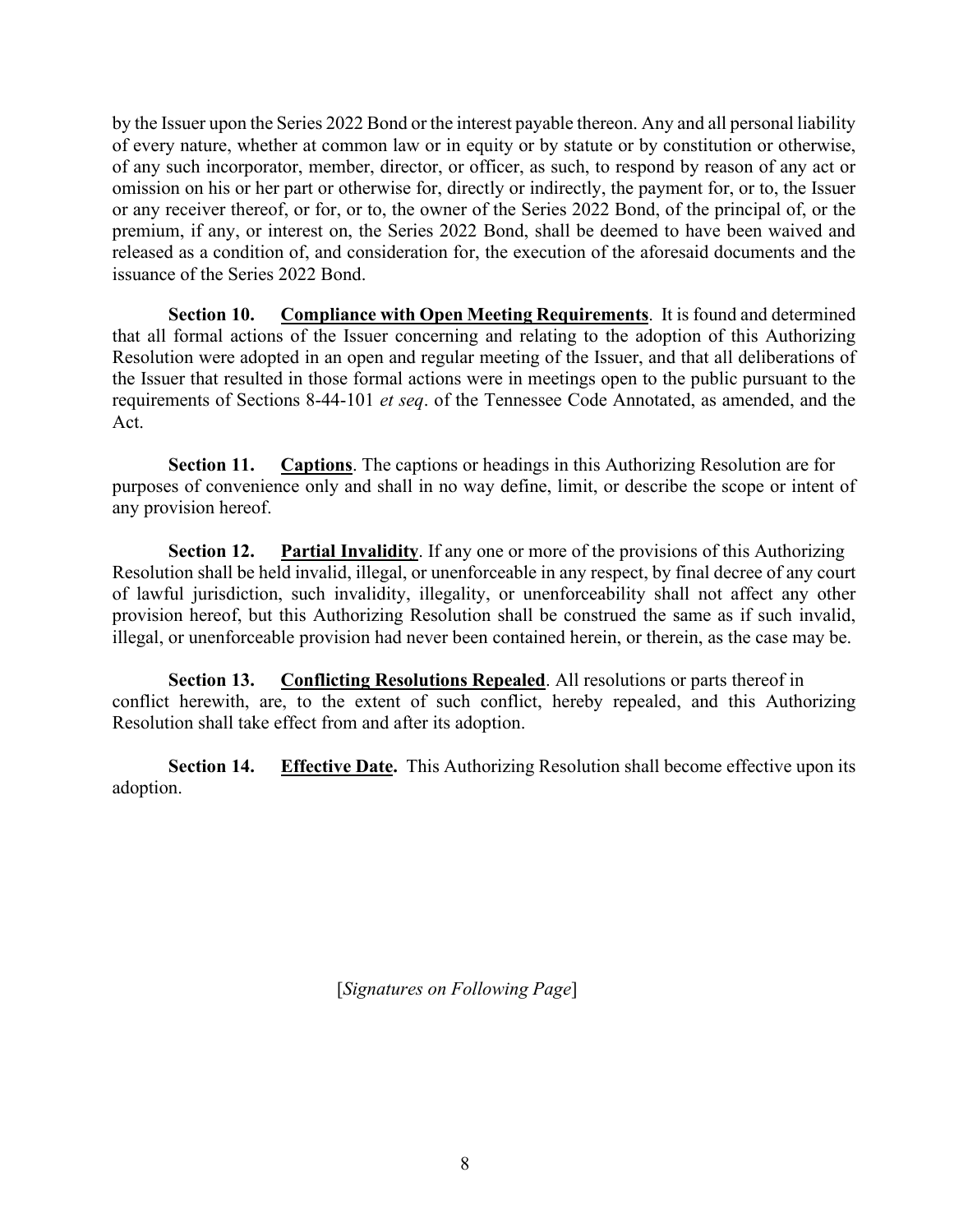by the Issuer upon the Series 2022 Bond or the interest payable thereon. Any and all personal liability of every nature, whether at common law or in equity or by statute or by constitution or otherwise, of any such incorporator, member, director, or officer, as such, to respond by reason of any act or omission on his or her part or otherwise for, directly or indirectly, the payment for, or to, the Issuer or any receiver thereof, or for, or to, the owner of the Series 2022 Bond, of the principal of, or the premium, if any, or interest on, the Series 2022 Bond, shall be deemed to have been waived and released as a condition of, and consideration for, the execution of the aforesaid documents and the issuance of the Series 2022 Bond.

**Section 10.** **Compliance with Open Meeting Requirements**. It is found and determined that all formal actions of the Issuer concerning and relating to the adoption of this Authorizing Resolution were adopted in an open and regular meeting of the Issuer, and that all deliberations of the Issuer that resulted in those formal actions were in meetings open to the public pursuant to the requirements of Sections 8-44-101 *et seq*. of the Tennessee Code Annotated, as amended, and the Act.

**Section 11.** **Captions**. The captions or headings in this Authorizing Resolution are for purposes of convenience only and shall in no way define, limit, or describe the scope or intent of any provision hereof.

**Section 12.** **Partial Invalidity**. If any one or more of the provisions of this Authorizing Resolution shall be held invalid, illegal, or unenforceable in any respect, by final decree of any court of lawful jurisdiction, such invalidity, illegality, or unenforceability shall not affect any other provision hereof, but this Authorizing Resolution shall be construed the same as if such invalid, illegal, or unenforceable provision had never been contained herein, or therein, as the case may be.

**Section 13.** **Conflicting Resolutions Repealed**. All resolutions or parts thereof in conflict herewith, are, to the extent of such conflict, hereby repealed, and this Authorizing Resolution shall take effect from and after its adoption.

**Section 14.** **Effective Date.** This Authorizing Resolution shall become effective upon its adoption.

[*Signatures on Following Page*]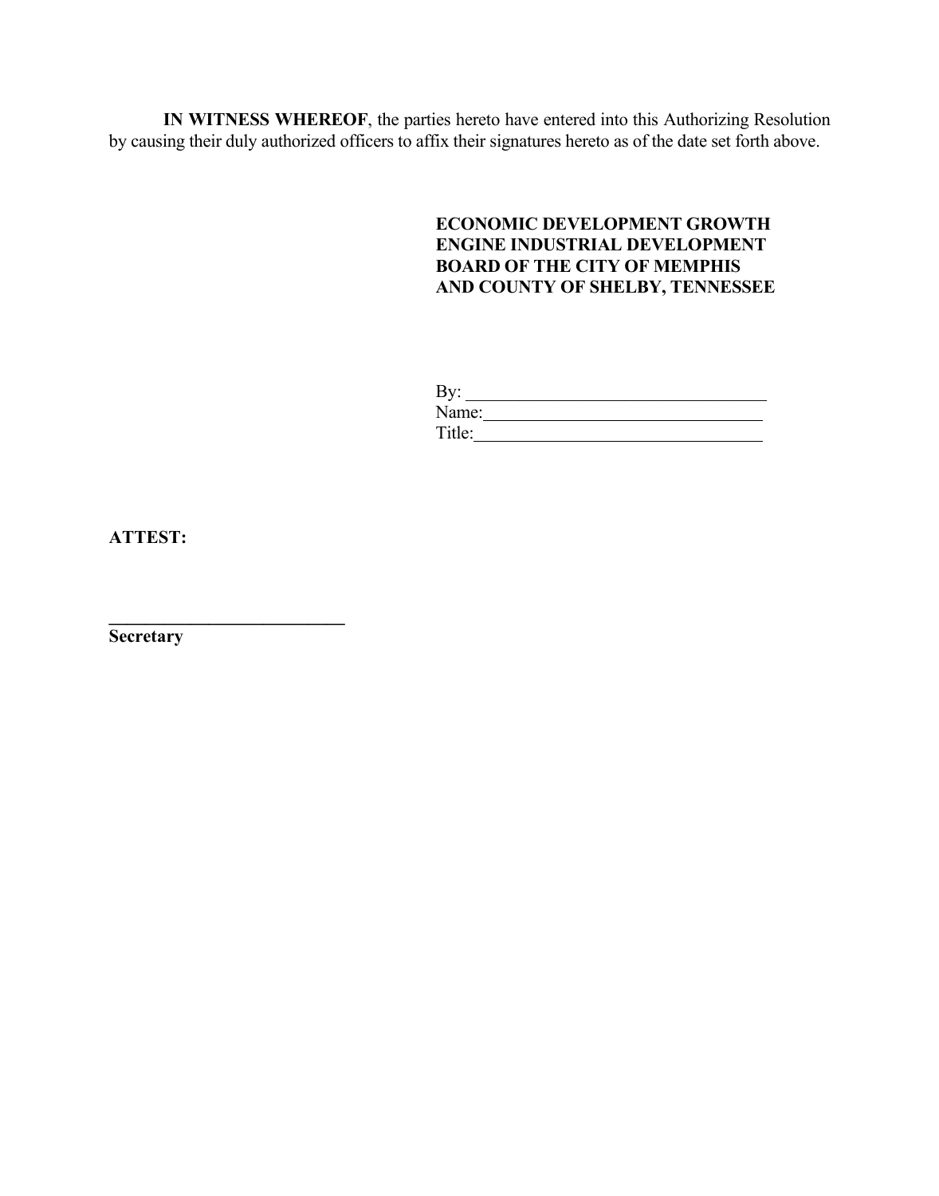**IN WITNESS WHEREOF**, the parties hereto have entered into this Authorizing Resolution by causing their duly authorized officers to affix their signatures hereto as of the date set forth above.

**ECONOMIC DEVELOPMENT GROWTH ENGINE INDUSTRIAL DEVELOPMENT BOARD OF THE CITY OF MEMPHIS AND COUNTY OF SHELBY, TENNESSEE**

By: ______________________________
Name:_____________________________
Title:______________________________

**ATTEST:**

**___________________________**
**Secretary**